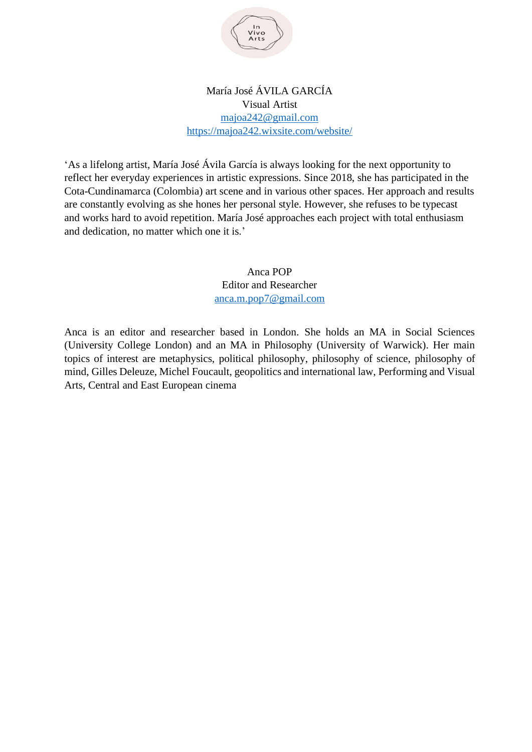In Vivo Arts

María José ÁVILA GARCÍA
Visual Artist
majoa242@gmail.com
https://majoa242.wixsite.com/website/

'As a lifelong artist, María José Ávila García is always looking for the next opportunity to reflect her everyday experiences in artistic expressions. Since 2018, she has participated in the Cota-Cundinamarca (Colombia) art scene and in various other spaces. Her approach and results are constantly evolving as she hones her personal style. However, she refuses to be typecast and works hard to avoid repetition. María José approaches each project with total enthusiasm and dedication, no matter which one it is.'

Anca POP
Editor and Researcher
anca.m.pop7@gmail.com

Anca is an editor and researcher based in London. She holds an MA in Social Sciences (University College London) and an MA in Philosophy (University of Warwick). Her main topics of interest are metaphysics, political philosophy, philosophy of science, philosophy of mind, Gilles Deleuze, Michel Foucault, geopolitics and international law, Performing and Visual Arts, Central and East European cinema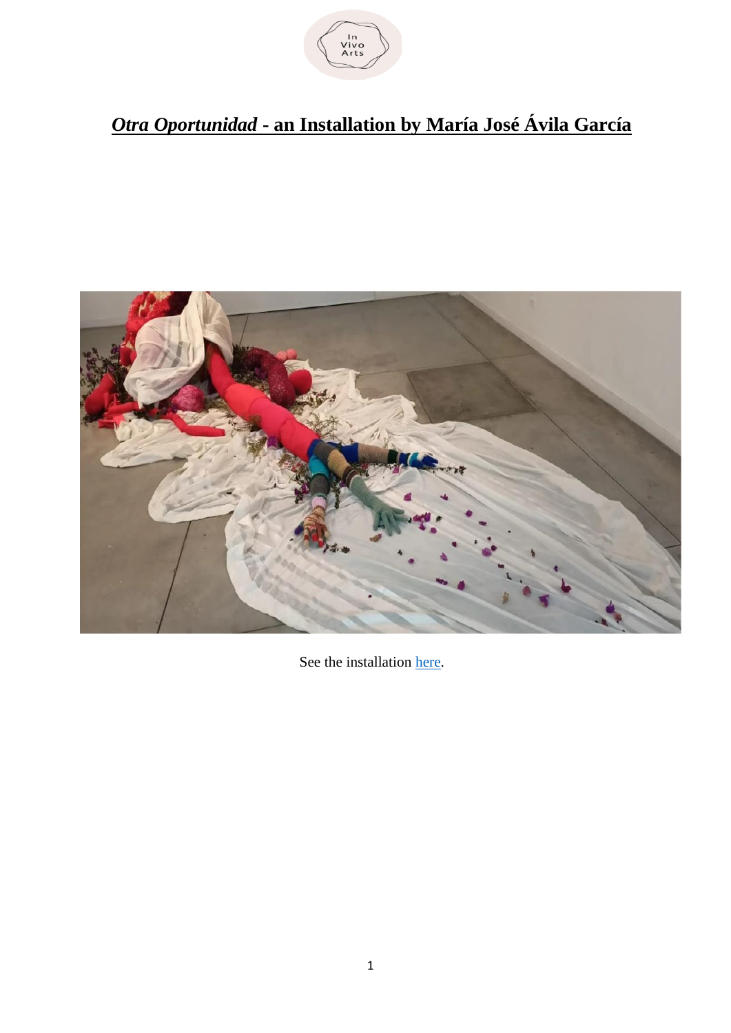# ***Otra Oportunidad* - an Installation by María José Ávila García**

See the installation [here](here).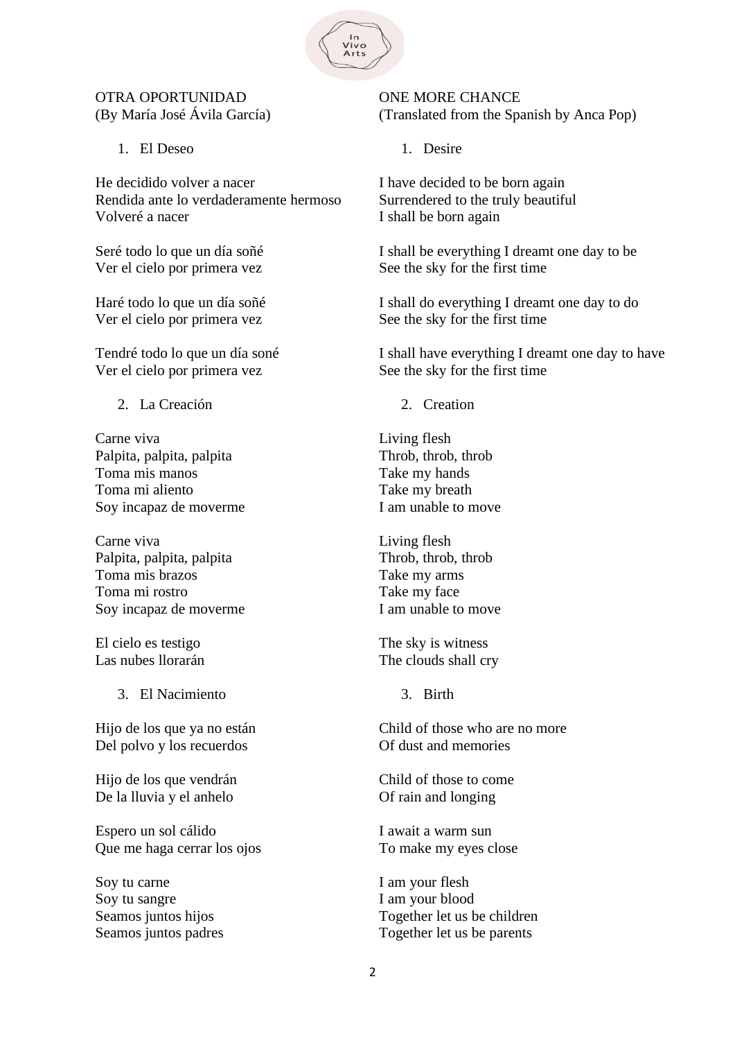OTRA OPORTUNIDAD
(By María José Ávila García)

1. El Deseo

He decidido volver a nacer
Rendida ante lo verdaderamente hermoso
Volveré a nacer

Seré todo lo que un día soñé
Ver el cielo por primera vez

Haré todo lo que un día soñé
Ver el cielo por primera vez

Tendré todo lo que un día soné
Ver el cielo por primera vez

2. La Creación

Carne viva
Palpita, palpita, palpita
Toma mis manos
Toma mi aliento
Soy incapaz de moverme

Carne viva
Palpita, palpita, palpita
Toma mis brazos
Toma mi rostro
Soy incapaz de moverme

El cielo es testigo
Las nubes llorarán

3. El Nacimiento

Hijo de los que ya no están
Del polvo y los recuerdos

Hijo de los que vendrán
De la lluvia y el anhelo

Espero un sol cálido
Que me haga cerrar los ojos

Soy tu carne
Soy tu sangre
Seamos juntos hijos
Seamos juntos padres

ONE MORE CHANCE
(Translated from the Spanish by Anca Pop)

1. Desire

I have decided to be born again
Surrendered to the truly beautiful
I shall be born again

I shall be everything I dreamt one day to be
See the sky for the first time

I shall do everything I dreamt one day to do
See the sky for the first time

I shall have everything I dreamt one day to have
See the sky for the first time

2. Creation

Living flesh
Throb, throb, throb
Take my hands
Take my breath
I am unable to move

Living flesh
Throb, throb, throb
Take my arms
Take my face
I am unable to move

The sky is witness
The clouds shall cry

3. Birth

Child of those who are no more
Of dust and memories

Child of those to come
Of rain and longing

I await a warm sun
To make my eyes close

I am your flesh
I am your blood
Together let us be children
Together let us be parents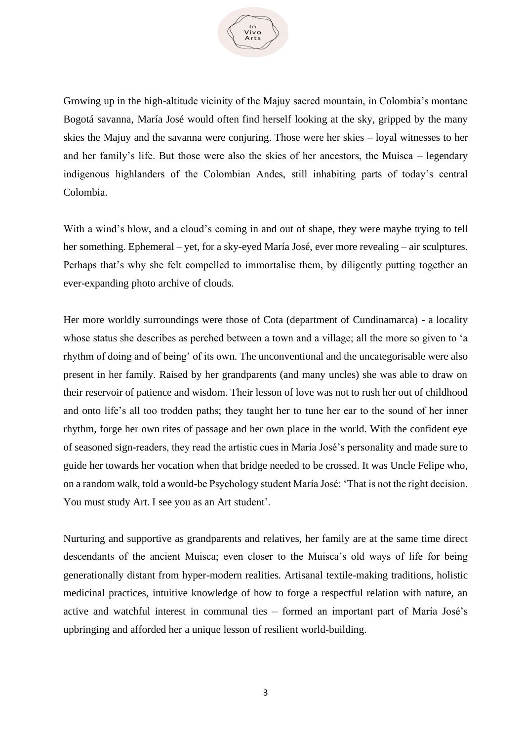Growing up in the high-altitude vicinity of the Majuy sacred mountain, in Colombia's montane Bogotá savanna, María José would often find herself looking at the sky, gripped by the many skies the Majuy and the savanna were conjuring. Those were her skies – loyal witnesses to her and her family's life. But those were also the skies of her ancestors, the Muisca – legendary indigenous highlanders of the Colombian Andes, still inhabiting parts of today's central Colombia.

With a wind's blow, and a cloud's coming in and out of shape, they were maybe trying to tell her something. Ephemeral – yet, for a sky-eyed María José, ever more revealing – air sculptures. Perhaps that's why she felt compelled to immortalise them, by diligently putting together an ever-expanding photo archive of clouds.

Her more worldly surroundings were those of Cota (department of Cundinamarca) - a locality whose status she describes as perched between a town and a village; all the more so given to 'a rhythm of doing and of being' of its own. The unconventional and the uncategorisable were also present in her family. Raised by her grandparents (and many uncles) she was able to draw on their reservoir of patience and wisdom. Their lesson of love was not to rush her out of childhood and onto life's all too trodden paths; they taught her to tune her ear to the sound of her inner rhythm, forge her own rites of passage and her own place in the world. With the confident eye of seasoned sign-readers, they read the artistic cues in María José's personality and made sure to guide her towards her vocation when that bridge needed to be crossed. It was Uncle Felipe who, on a random walk, told a would-be Psychology student María José: 'That is not the right decision. You must study Art. I see you as an Art student'.

Nurturing and supportive as grandparents and relatives, her family are at the same time direct descendants of the ancient Muisca; even closer to the Muisca's old ways of life for being generationally distant from hyper-modern realities. Artisanal textile-making traditions, holistic medicinal practices, intuitive knowledge of how to forge a respectful relation with nature, an active and watchful interest in communal ties – formed an important part of María José's upbringing and afforded her a unique lesson of resilient world-building.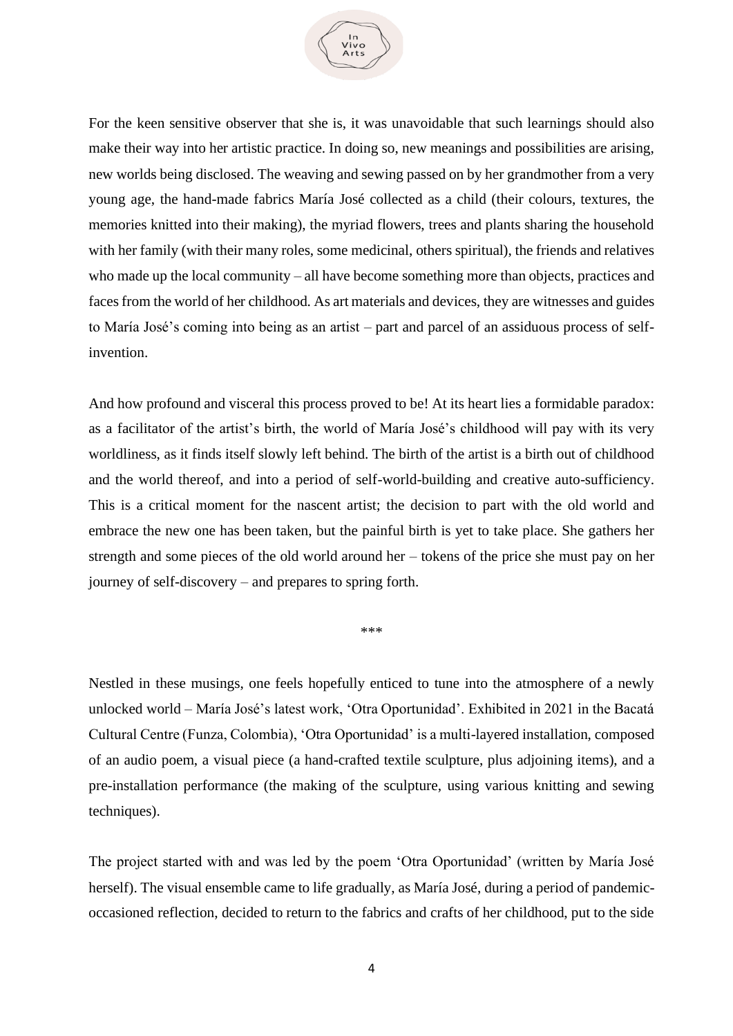For the keen sensitive observer that she is, it was unavoidable that such learnings should also make their way into her artistic practice. In doing so, new meanings and possibilities are arising, new worlds being disclosed. The weaving and sewing passed on by her grandmother from a very young age, the hand-made fabrics María José collected as a child (their colours, textures, the memories knitted into their making), the myriad flowers, trees and plants sharing the household with her family (with their many roles, some medicinal, others spiritual), the friends and relatives who made up the local community – all have become something more than objects, practices and faces from the world of her childhood. As art materials and devices, they are witnesses and guides to María José's coming into being as an artist – part and parcel of an assiduous process of self-invention.

And how profound and visceral this process proved to be! At its heart lies a formidable paradox: as a facilitator of the artist's birth, the world of María José's childhood will pay with its very worldliness, as it finds itself slowly left behind. The birth of the artist is a birth out of childhood and the world thereof, and into a period of self-world-building and creative auto-sufficiency. This is a critical moment for the nascent artist; the decision to part with the old world and embrace the new one has been taken, but the painful birth is yet to take place. She gathers her strength and some pieces of the old world around her – tokens of the price she must pay on her journey of self-discovery – and prepares to spring forth.

***

Nestled in these musings, one feels hopefully enticed to tune into the atmosphere of a newly unlocked world – María José's latest work, 'Otra Oportunidad'. Exhibited in 2021 in the Bacatá Cultural Centre (Funza, Colombia), 'Otra Oportunidad' is a multi-layered installation, composed of an audio poem, a visual piece (a hand-crafted textile sculpture, plus adjoining items), and a pre-installation performance (the making of the sculpture, using various knitting and sewing techniques).

The project started with and was led by the poem 'Otra Oportunidad' (written by María José herself). The visual ensemble came to life gradually, as María José, during a period of pandemic-occasioned reflection, decided to return to the fabrics and crafts of her childhood, put to the side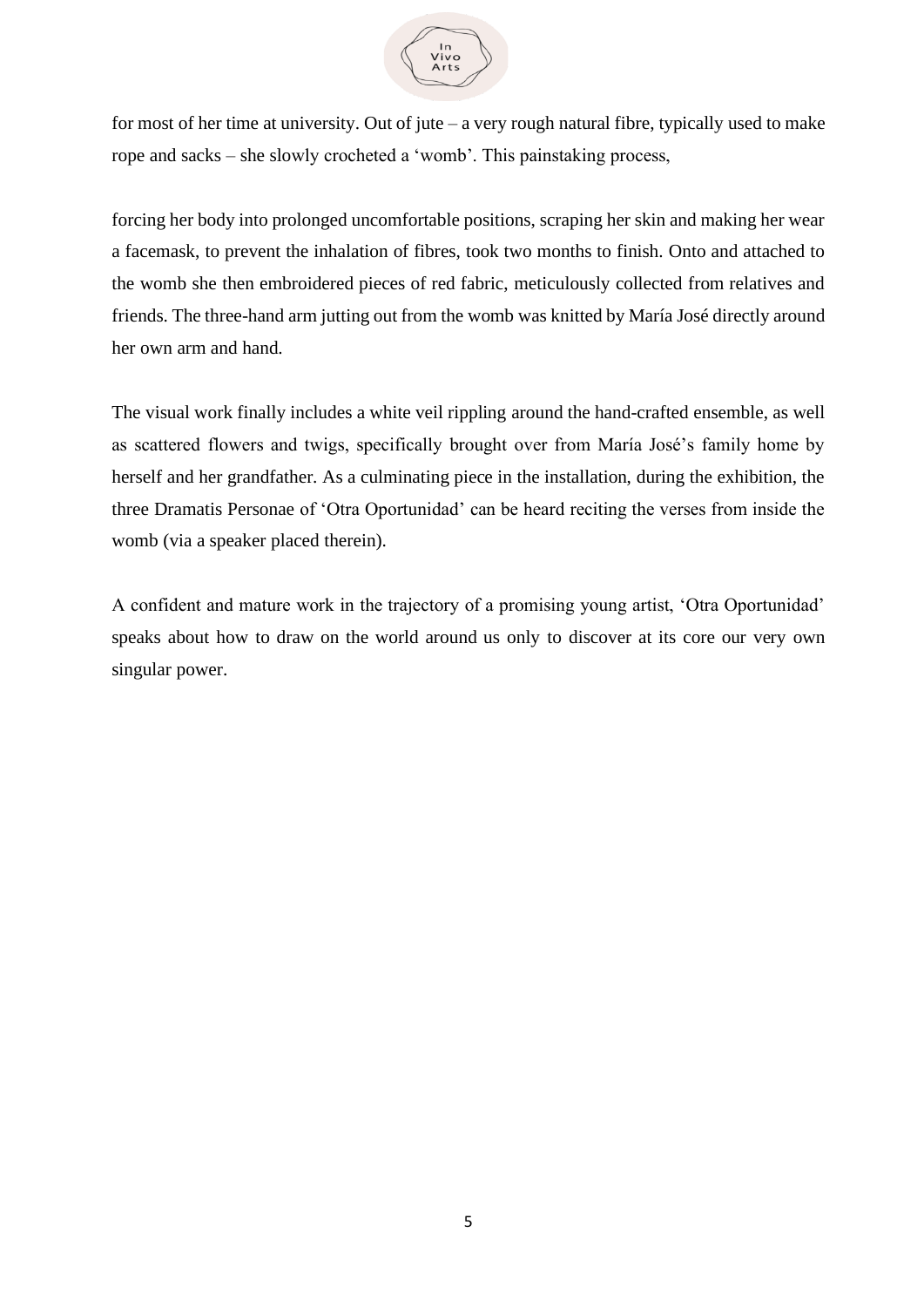for most of her time at university. Out of jute – a very rough natural fibre, typically used to make rope and sacks – she slowly crocheted a 'womb'. This painstaking process,

forcing her body into prolonged uncomfortable positions, scraping her skin and making her wear a facemask, to prevent the inhalation of fibres, took two months to finish. Onto and attached to the womb she then embroidered pieces of red fabric, meticulously collected from relatives and friends. The three-hand arm jutting out from the womb was knitted by María José directly around her own arm and hand.

The visual work finally includes a white veil rippling around the hand-crafted ensemble, as well as scattered flowers and twigs, specifically brought over from María José's family home by herself and her grandfather. As a culminating piece in the installation, during the exhibition, the three Dramatis Personae of 'Otra Oportunidad' can be heard reciting the verses from inside the womb (via a speaker placed therein).

A confident and mature work in the trajectory of a promising young artist, 'Otra Oportunidad' speaks about how to draw on the world around us only to discover at its core our very own singular power.